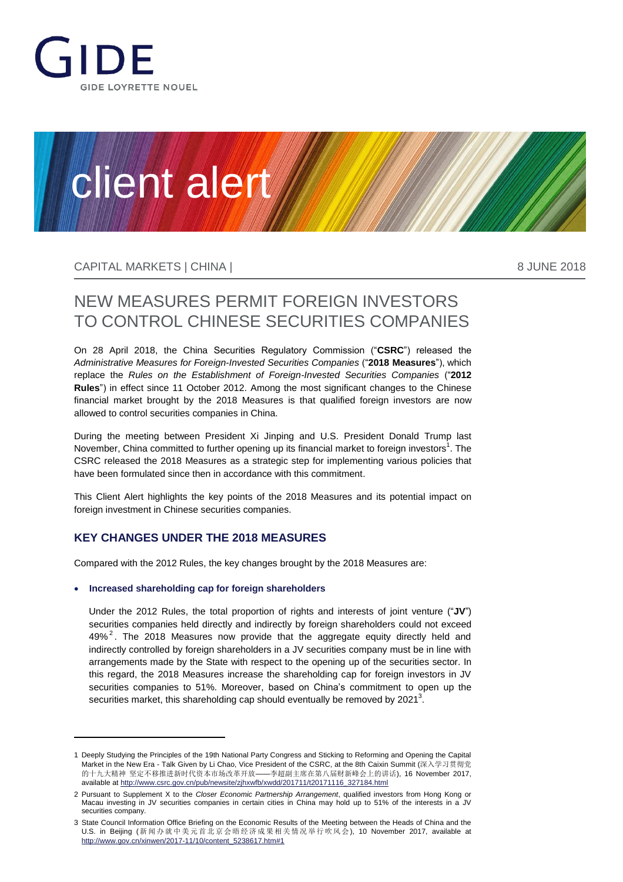# client alert

CAPITAL MARKETS | CHINA | 8 JUNE 2018

# NEW MEASURES PERMIT FOREIGN INVESTORS TO CONTROL CHINESE SECURITIES COMPANIES

On 28 April 2018, the China Securities Regulatory Commission ("**CSRC**") released the *Administrative Measures for Foreign-Invested Securities Companies* ("**2018 Measures**"), which replace the *Rules on the Establishment of Foreign-Invested Securities Companies* ("**2012 Rules**") in effect since 11 October 2012. Among the most significant changes to the Chinese financial market brought by the 2018 Measures is that qualified foreign investors are now allowed to control securities companies in China.

During the meeting between President Xi Jinping and U.S. President Donald Trump last November, China committed to further opening up its financial market to foreign investors[1]. The CSRC released the 2018 Measures as a strategic step for implementing various policies that have been formulated since then in accordance with this commitment.

This Client Alert highlights the key points of the 2018 Measures and its potential impact on foreign investment in Chinese securities companies.

## KEY CHANGES UNDER THE 2018 MEASURES

Compared with the 2012 Rules, the key changes brought by the 2018 Measures are:

- **Increased shareholding cap for foreign shareholders**

  Under the 2012 Rules, the total proportion of rights and interests of joint venture ("**JV**") securities companies held directly and indirectly by foreign shareholders could not exceed 49%[2]. The 2018 Measures now provide that the aggregate equity directly held and indirectly controlled by foreign shareholders in a JV securities company must be in line with arrangements made by the State with respect to the opening up of the securities sector. In this regard, the 2018 Measures increase the shareholding cap for foreign investors in JV securities companies to 51%. Moreover, based on China's commitment to open up the securities market, this shareholding cap should eventually be removed by 2021[3].

---

1 Deeply Studying the Principles of the 19th National Party Congress and Sticking to Reforming and Opening the Capital Market in the New Era - Talk Given by Li Chao, Vice President of the CSRC, at the 8th Caixin Summit (深入学习贯彻党的十九大精神 坚定不移推进新时代资本市场改革开放——李超副主席在第八届财新峰会上的讲话), 16 November 2017, available at http://www.csrc.gov.cn/pub/newsite/zjhxwfb/xwdd/201711/t20171116_327184.html

2 Pursuant to Supplement X to the *Closer Economic Partnership Arrangement*, qualified investors from Hong Kong or Macau investing in JV securities companies in certain cities in China may hold up to 51% of the interests in a JV securities company.

3 State Council Information Office Briefing on the Economic Results of the Meeting between the Heads of China and the U.S. in Beijing (新闻办就中美元首北京会晤经济成果相关情况举行吹风会), 10 November 2017, available at http://www.gov.cn/xinwen/2017-11/10/content_5238617.htm#1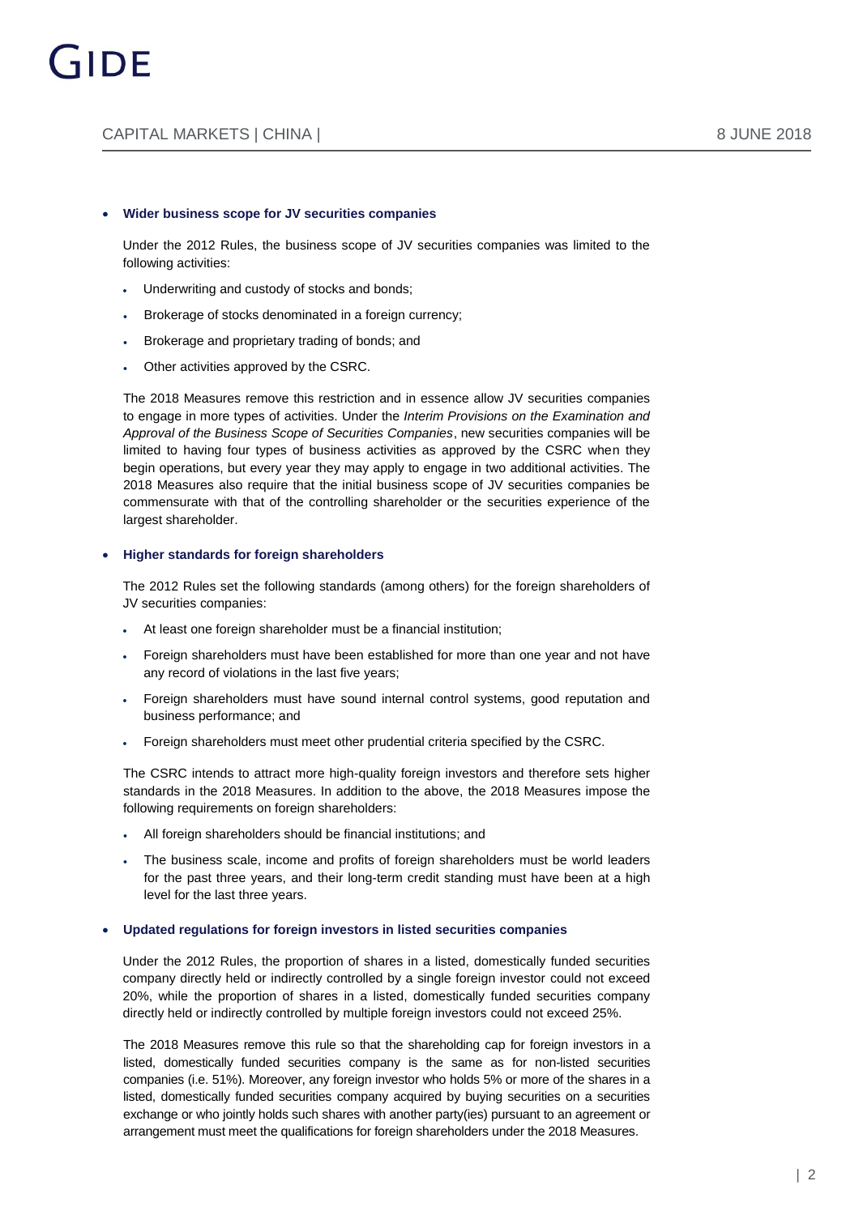- **Wider business scope for JV securities companies**

  Under the 2012 Rules, the business scope of JV securities companies was limited to the following activities:

  - Underwriting and custody of stocks and bonds;
  - Brokerage of stocks denominated in a foreign currency;
  - Brokerage and proprietary trading of bonds; and
  - Other activities approved by the CSRC.

  The 2018 Measures remove this restriction and in essence allow JV securities companies to engage in more types of activities. Under the *Interim Provisions on the Examination and Approval of the Business Scope of Securities Companies*, new securities companies will be limited to having four types of business activities as approved by the CSRC when they begin operations, but every year they may apply to engage in two additional activities. The 2018 Measures also require that the initial business scope of JV securities companies be commensurate with that of the controlling shareholder or the securities experience of the largest shareholder.

- **Higher standards for foreign shareholders**

  The 2012 Rules set the following standards (among others) for the foreign shareholders of JV securities companies:

  - At least one foreign shareholder must be a financial institution;
  - Foreign shareholders must have been established for more than one year and not have any record of violations in the last five years;
  - Foreign shareholders must have sound internal control systems, good reputation and business performance; and
  - Foreign shareholders must meet other prudential criteria specified by the CSRC.

  The CSRC intends to attract more high-quality foreign investors and therefore sets higher standards in the 2018 Measures. In addition to the above, the 2018 Measures impose the following requirements on foreign shareholders:

  - All foreign shareholders should be financial institutions; and
  - The business scale, income and profits of foreign shareholders must be world leaders for the past three years, and their long-term credit standing must have been at a high level for the last three years.

- **Updated regulations for foreign investors in listed securities companies**

  Under the 2012 Rules, the proportion of shares in a listed, domestically funded securities company directly held or indirectly controlled by a single foreign investor could not exceed 20%, while the proportion of shares in a listed, domestically funded securities company directly held or indirectly controlled by multiple foreign investors could not exceed 25%.

  The 2018 Measures remove this rule so that the shareholding cap for foreign investors in a listed, domestically funded securities company is the same as for non-listed securities companies (i.e. 51%). Moreover, any foreign investor who holds 5% or more of the shares in a listed, domestically funded securities company acquired by buying securities on a securities exchange or who jointly holds such shares with another party(ies) pursuant to an agreement or arrangement must meet the qualifications for foreign shareholders under the 2018 Measures.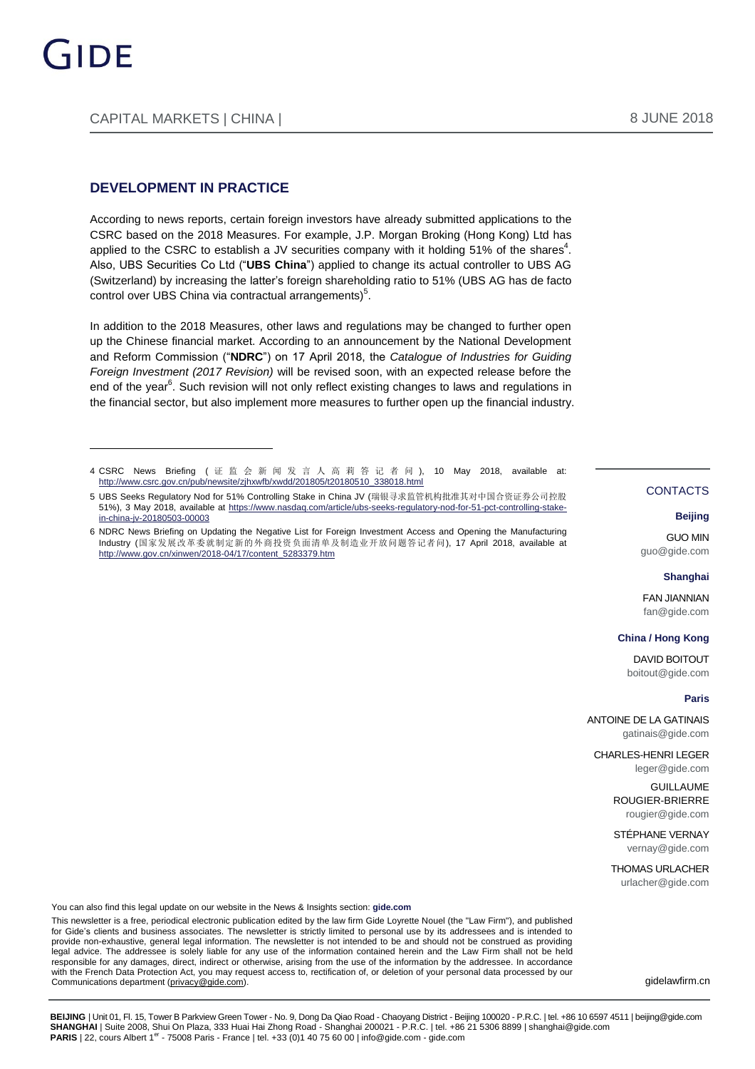## DEVELOPMENT IN PRACTICE

According to news reports, certain foreign investors have already submitted applications to the CSRC based on the 2018 Measures. For example, J.P. Morgan Broking (Hong Kong) Ltd has applied to the CSRC to establish a JV securities company with it holding 51% of the shares[4]. Also, UBS Securities Co Ltd ("**UBS China**") applied to change its actual controller to UBS AG (Switzerland) by increasing the latter's foreign shareholding ratio to 51% (UBS AG has de facto control over UBS China via contractual arrangements)[5].

In addition to the 2018 Measures, other laws and regulations may be changed to further open up the Chinese financial market. According to an announcement by the National Development and Reform Commission ("**NDRC**") on 17 April 2018, the *Catalogue of Industries for Guiding Foreign Investment (2017 Revision)* will be revised soon, with an expected release before the end of the year[6]. Such revision will not only reflect existing changes to laws and regulations in the financial sector, but also implement more measures to further open up the financial industry.

---

4 CSRC News Briefing (证监会新闻发言人高莉答记者问), 10 May 2018, available at: http://www.csrc.gov.cn/pub/newsite/zjhxwfb/xwdd/201805/t20180510_338018.html

5 UBS Seeks Regulatory Nod for 51% Controlling Stake in China JV (瑞银寻求监管机构批准其对中国合资证券公司控股51%), 3 May 2018, available at https://www.nasdaq.com/article/ubs-seeks-regulatory-nod-for-51-pct-controlling-stake-in-china-jv-20180503-00003

6 NDRC News Briefing on Updating the Negative List for Foreign Investment Access and Opening the Manufacturing Industry (国家发展改革委就制定新的外商投资负面清单及制造业开放问题答记者问), 17 April 2018, available at http://www.gov.cn/xinwen/2018-04/17/content_5283379.htm

CONTACTS

**Beijing**

GUO MIN
guo@gide.com

**Shanghai**

FAN JIANNIAN
fan@gide.com

**China / Hong Kong**

DAVID BOITOUT
boitout@gide.com

**Paris**

ANTOINE DE LA GATINAIS
gatinais@gide.com

CHARLES-HENRI LEGER
leger@gide.com

GUILLAUME ROUGIER-BRIERRE
rougier@gide.com

STÉPHANE VERNAY
vernay@gide.com

THOMAS URLACHER
urlacher@gide.com

You can also find this legal update on our website in the News & Insights section: **gide.com**

This newsletter is a free, periodical electronic publication edited by the law firm Gide Loyrette Nouel (the "Law Firm"), and published for Gide's clients and business associates. The newsletter is strictly limited to personal use by its addressees and is intended to provide non-exhaustive, general legal information. The newsletter is not intended to be and should not be construed as providing legal advice. The addressee is solely liable for any use of the information contained herein and the Law Firm shall not be held responsible for any damages, direct, indirect or otherwise, arising from the use of the information by the addressee. In accordance with the French Data Protection Act, you may request access to, rectification of, or deletion of your personal data processed by our Communications department (privacy@gide.com).

gidelawfirm.cn

**BEIJING** | Unit 01, Fl. 15, Tower B Parkview Green Tower - No. 9, Dong Da Qiao Road - Chaoyang District - Beijing 100020 - P.R.C. | tel. +86 10 6597 4511 | beijing@gide.com
**SHANGHAI** | Suite 2008, Shui On Plaza, 333 Huai Hai Zhong Road - Shanghai 200021 - P.R.C. | tel. +86 21 5306 8899 | shanghai@gide.com
**PARIS** | 22, cours Albert 1er - 75008 Paris - France | tel. +33 (0)1 40 75 60 00 | info@gide.com - gide.com